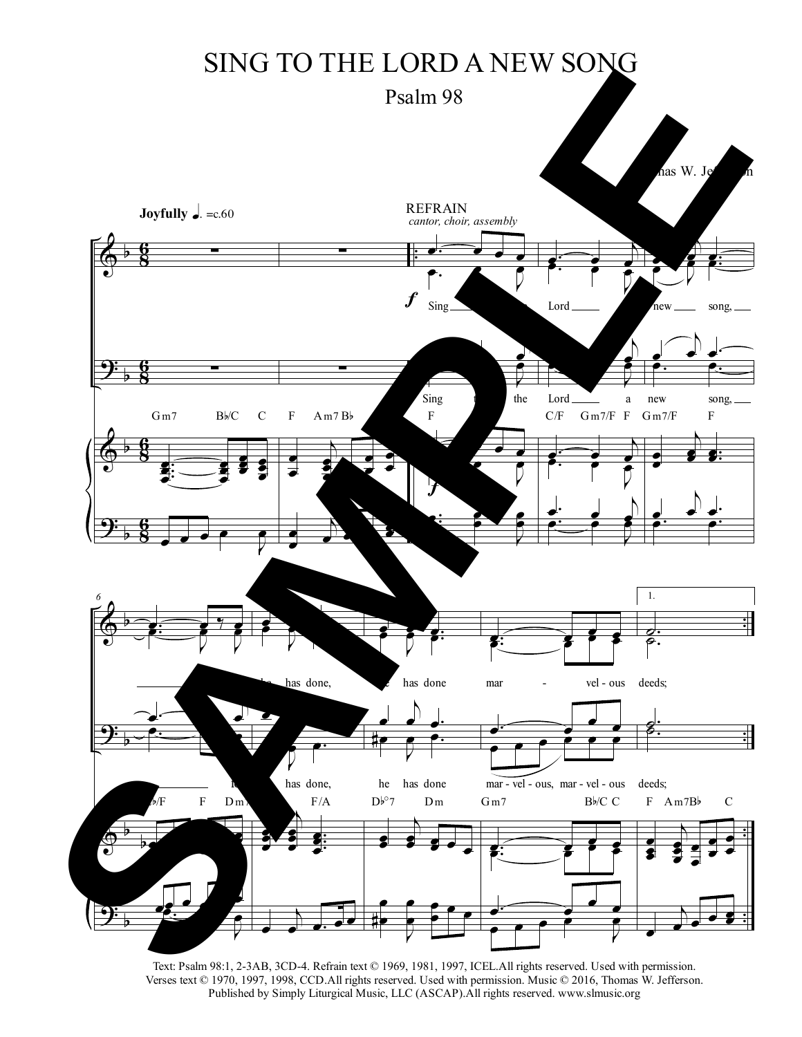# SING TO THE LORD A NEW SONG

## Psalm 98

Thomas W. Jefferson

**Joyfully** ♩. =c.60

REFRAIN
*cantor, choir, assembly*

Sing to the Lord a new song, for he has done, he has done marvelous deeds;

Sing to the Lord a new song, for he has done, he has done mar-vel-ous, mar-vel-ous deeds;

Text: Psalm 98:1, 2-3AB, 3CD-4. Refrain text © 1969, 1981, 1997, ICEL. All rights reserved. Used with permission. Verses text © 1970, 1997, 1998, CCD. All rights reserved. Used with permission. Music © 2016, Thomas W. Jefferson. Published by Simply Liturgical Music, LLC (ASCAP). All rights reserved. www.slmusic.org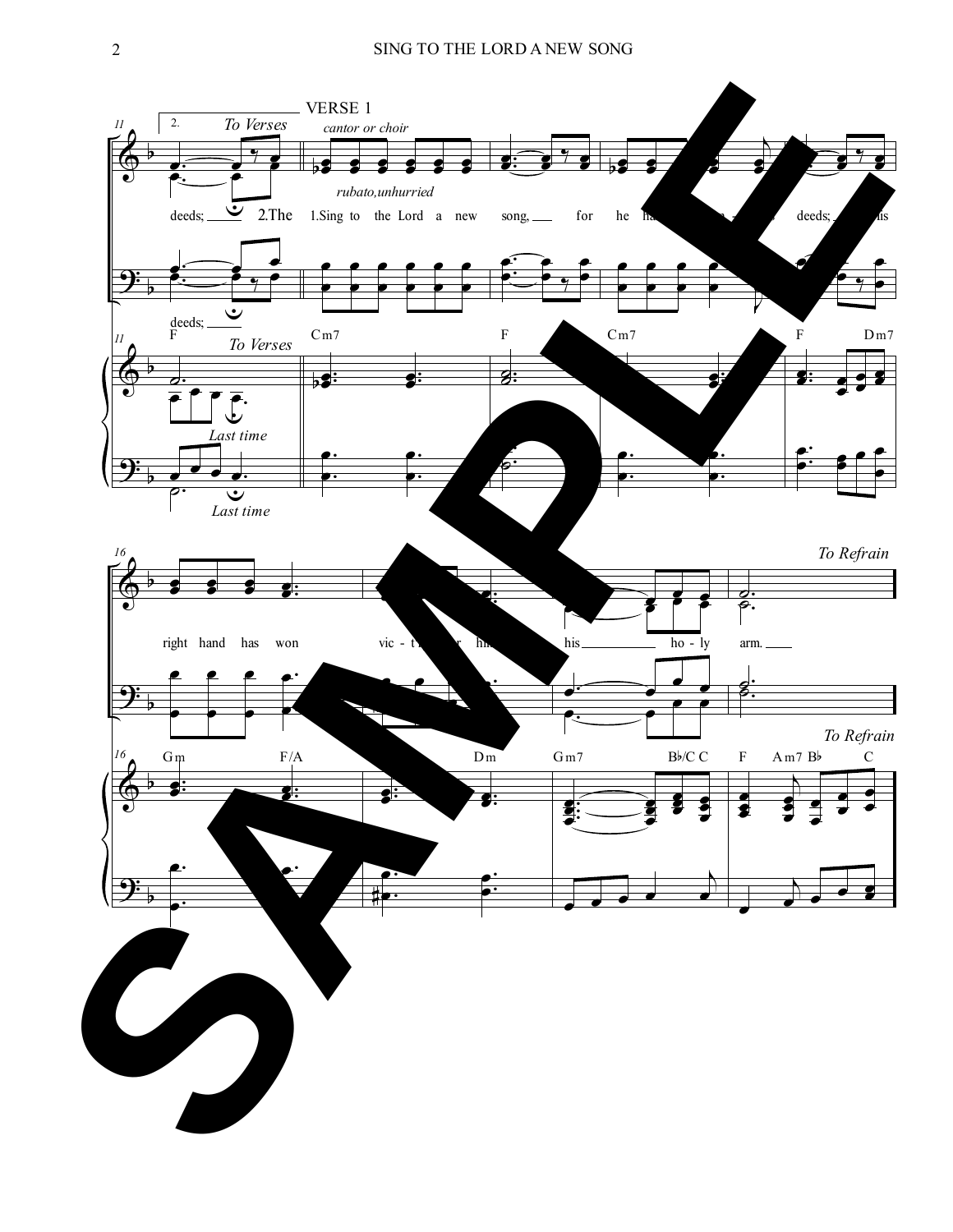VERSE 1

*cantor or choir*

*rubato,unhurried*

deeds; 2.The 1.Sing to the Lord a new song, for he has done marvelous deeds; his right hand has won victory for him, his holy arm.

*To Verses*

*Last time*

F Cm7 F Cm7 F Dm7

Gm F/A Dm Gm7 B♭/C C F Am7 B♭ C

*To Refrain*

SAMPLE